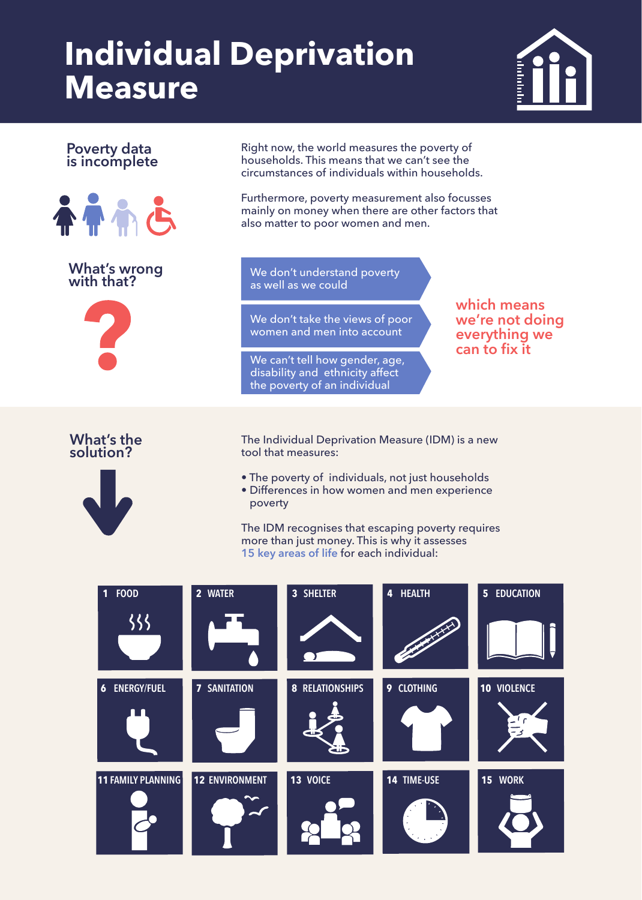# Individual Deprivation Measure

## Poverty data is incomplete

Right now, the world measures the poverty of households. This means that we can't see the circumstances of individuals within households.

Furthermore, poverty measurement also focusses mainly on money when there are other factors that also matter to poor women and men.

## What's wrong with that?

- We don't understand poverty as well as we could
- We don't take the views of poor women and men into account
- We can't tell how gender, age, disability and ethnicity affect the poverty of an individual

which means we're not doing everything we can to fix it

## What's the solution?

The Individual Deprivation Measure (IDM) is a new tool that measures:

- The poverty of individuals, not just households
- Differences in how women and men experience poverty

The IDM recognises that escaping poverty requires more than just money. This is why it assesses 15 key areas of life for each individual:

1. FOOD
2. WATER
3. SHELTER
4. HEALTH
5. EDUCATION
6. ENERGY/FUEL
7. SANITATION
8. RELATIONSHIPS
9. CLOTHING
10. VIOLENCE
11. FAMILY PLANNING
12. ENVIRONMENT
13. VOICE
14. TIME-USE
15. WORK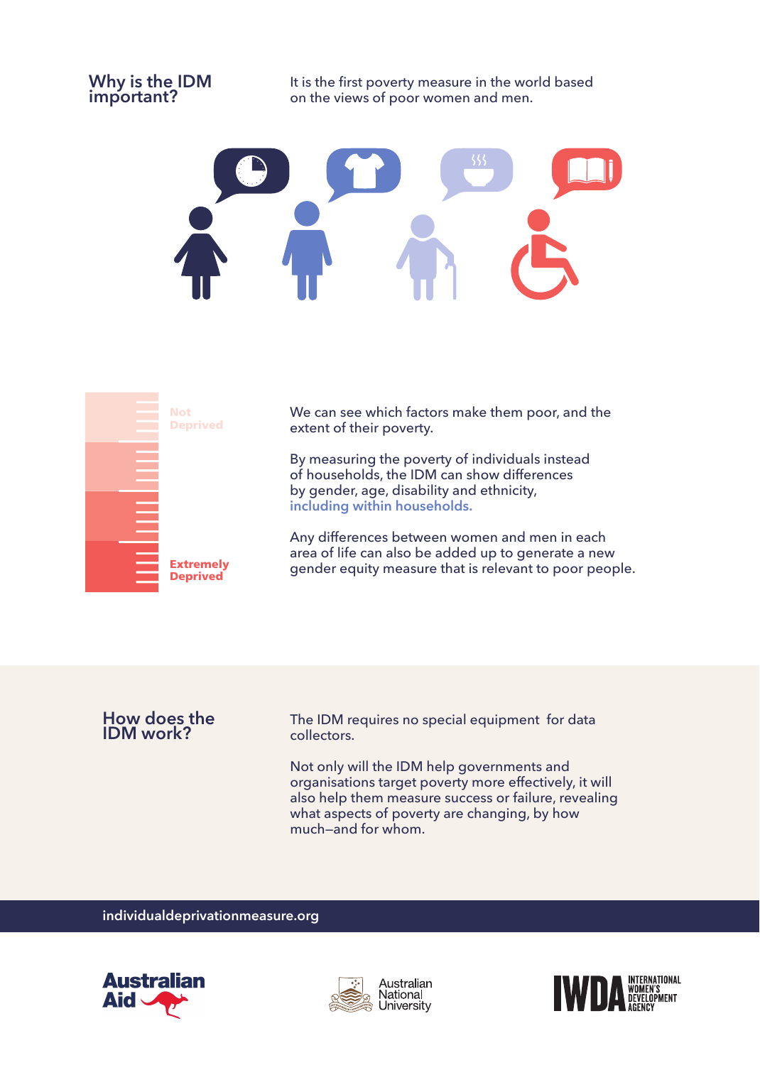## Why is the IDM important?

It is the first poverty measure in the world based on the views of poor women and men.

Not Deprived

Extremely Deprived

We can see which factors make them poor, and the extent of their poverty.

By measuring the poverty of individuals instead of households, the IDM can show differences by gender, age, disability and ethnicity, **including within households.**

Any differences between women and men in each area of life can also be added up to generate a new gender equity measure that is relevant to poor people.

## How does the IDM work?

The IDM requires no special equipment for data collectors.

Not only will the IDM help governments and organisations target poverty more effectively, it will also help them measure success or failure, revealing what aspects of poverty are changing, by how much—and for whom.

**individualdeprivationmeasure.org**

Australian Aid

Australian National University

IWDA INTERNATIONAL WOMEN'S DEVELOPMENT AGENCY